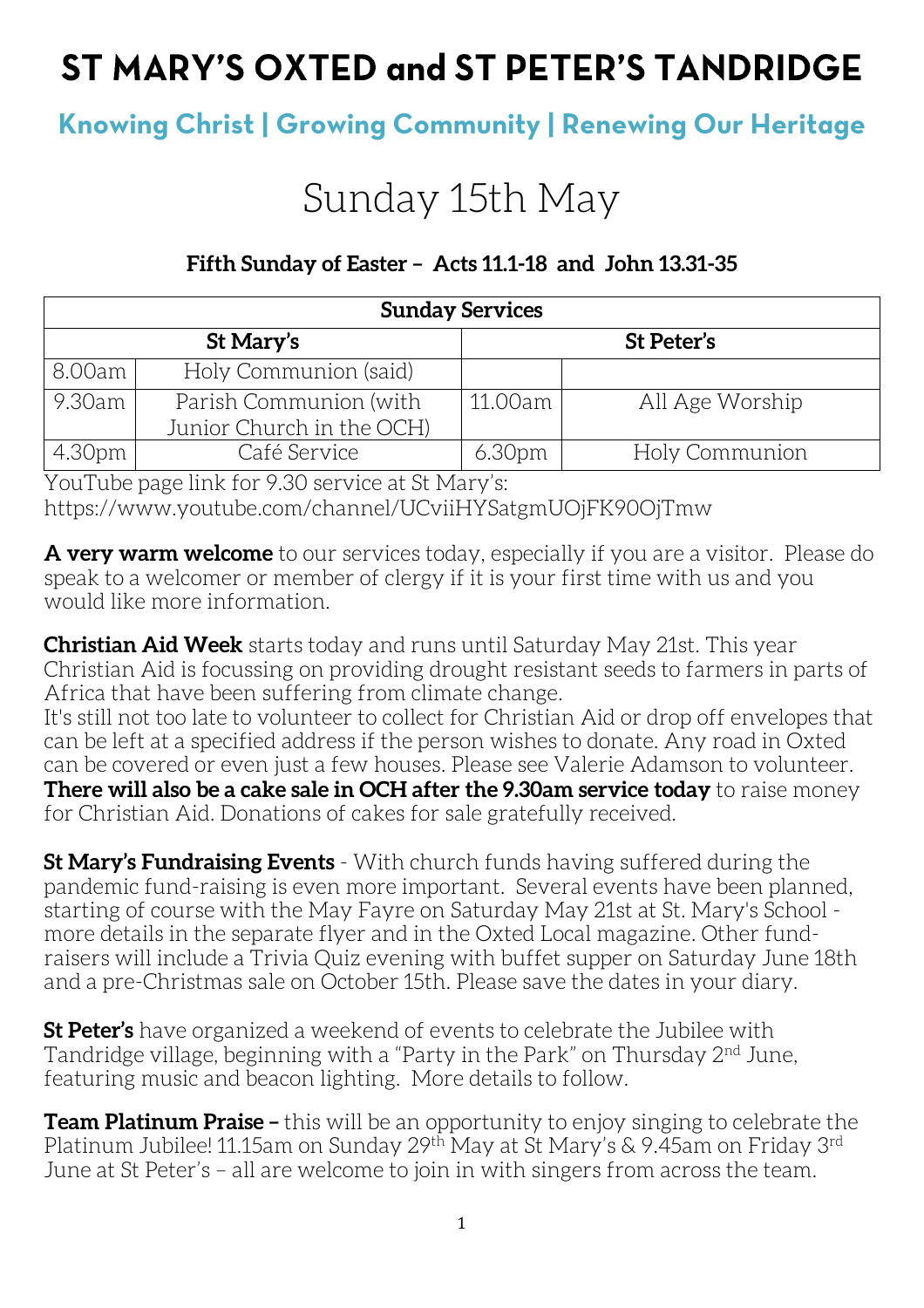# ST MARY'S OXTED and ST PETER'S TANDRIDGE

## Knowing Christ | Growing Community | Renewing Our Heritage

# Sunday 15th May

### Fifth Sunday of Easter – Acts 11.1-18 and John 13.31-35

| Sunday Services | | | |
|---|---|---|---|
| **St Mary's** | | **St Peter's** | |
| 8.00am | Holy Communion (said) | | |
| 9.30am | Parish Communion (with Junior Church in the OCH) | 11.00am | All Age Worship |
| 4.30pm | Café Service | 6.30pm | Holy Communion |

YouTube page link for 9.30 service at St Mary's:
https://www.youtube.com/channel/UCviiHYSatgmUOjFK90OjTmw

**A very warm welcome** to our services today, especially if you are a visitor. Please do speak to a welcomer or member of clergy if it is your first time with us and you would like more information.

**Christian Aid Week** starts today and runs until Saturday May 21st. This year Christian Aid is focussing on providing drought resistant seeds to farmers in parts of Africa that have been suffering from climate change.
It's still not too late to volunteer to collect for Christian Aid or drop off envelopes that can be left at a specified address if the person wishes to donate. Any road in Oxted can be covered or even just a few houses. Please see Valerie Adamson to volunteer.
**There will also be a cake sale in OCH after the 9.30am service today** to raise money for Christian Aid. Donations of cakes for sale gratefully received.

**St Mary's Fundraising Events** - With church funds having suffered during the pandemic fund-raising is even more important. Several events have been planned, starting of course with the May Fayre on Saturday May 21st at St. Mary's School - more details in the separate flyer and in the Oxted Local magazine. Other fund-raisers will include a Trivia Quiz evening with buffet supper on Saturday June 18th and a pre-Christmas sale on October 15th. Please save the dates in your diary.

**St Peter's** have organized a weekend of events to celebrate the Jubilee with Tandridge village, beginning with a "Party in the Park" on Thursday 2nd June, featuring music and beacon lighting. More details to follow.

**Team Platinum Praise –** this will be an opportunity to enjoy singing to celebrate the Platinum Jubilee! 11.15am on Sunday 29th May at St Mary's & 9.45am on Friday 3rd June at St Peter's – all are welcome to join in with singers from across the team.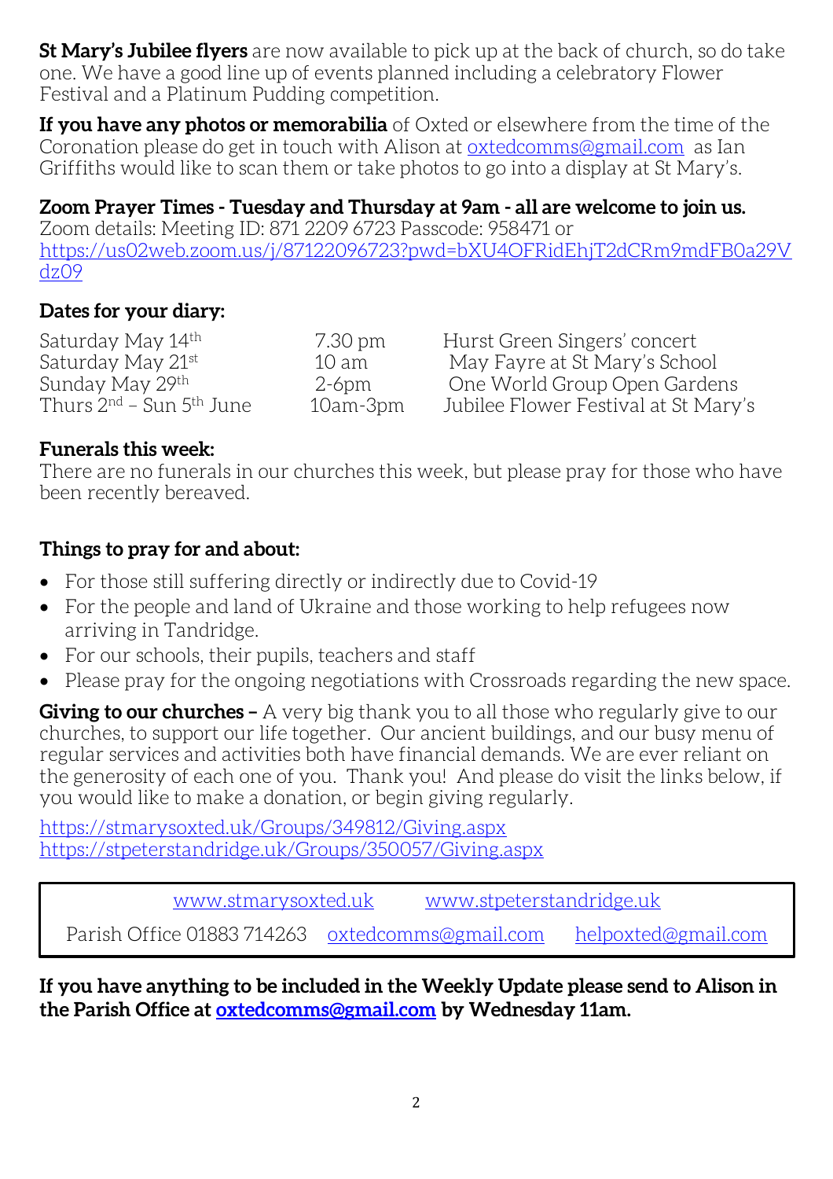**St Mary's Jubilee flyers** are now available to pick up at the back of church, so do take one. We have a good line up of events planned including a celebratory Flower Festival and a Platinum Pudding competition.

**If you have any photos or memorabilia** of Oxted or elsewhere from the time of the Coronation please do get in touch with Alison at oxtedcomms@gmail.com as Ian Griffiths would like to scan them or take photos to go into a display at St Mary's.

**Zoom Prayer Times - Tuesday and Thursday at 9am - all are welcome to join us.**
Zoom details: Meeting ID: 871 2209 6723 Passcode: 958471 or https://us02web.zoom.us/j/87122096723?pwd=bXU4OFRidEhjT2dCRm9mdFB0a29Vdz09

**Dates for your diary:**

| | | |
|---|---|---|
| Saturday May 14th | 7.30 pm | Hurst Green Singers' concert |
| Saturday May 21st | 10 am | May Fayre at St Mary's School |
| Sunday May 29th | 2-6pm | One World Group Open Gardens |
| Thurs 2nd – Sun 5th June | 10am-3pm | Jubilee Flower Festival at St Mary's |

**Funerals this week:**
There are no funerals in our churches this week, but please pray for those who have been recently bereaved.

**Things to pray for and about:**

- For those still suffering directly or indirectly due to Covid-19
- For the people and land of Ukraine and those working to help refugees now arriving in Tandridge.
- For our schools, their pupils, teachers and staff
- Please pray for the ongoing negotiations with Crossroads regarding the new space.

**Giving to our churches –** A very big thank you to all those who regularly give to our churches, to support our life together. Our ancient buildings, and our busy menu of regular services and activities both have financial demands. We are ever reliant on the generosity of each one of you. Thank you! And please do visit the links below, if you would like to make a donation, or begin giving regularly.

https://stmarysoxted.uk/Groups/349812/Giving.aspx
https://stpeterstandridge.uk/Groups/350057/Giving.aspx

www.stmarysoxted.uk www.stpeterstandridge.uk

Parish Office 01883 714263 oxtedcomms@gmail.com helpoxted@gmail.com

**If you have anything to be included in the Weekly Update please send to Alison in the Parish Office at oxtedcomms@gmail.com by Wednesday 11am.**